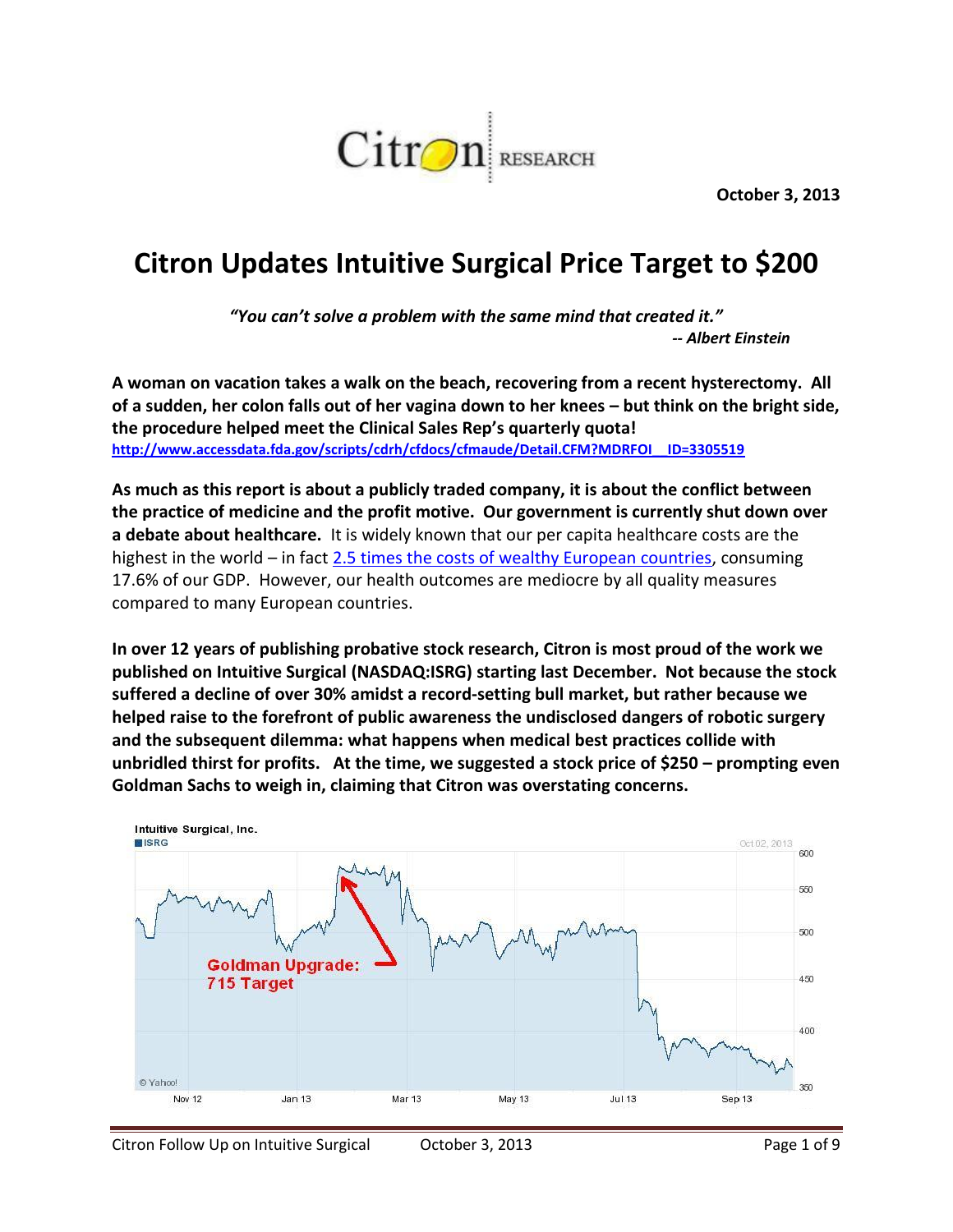Citron RESEARCH

**October 3, 2013**

# Citron Updates Intuitive Surgical Price Target to $200

*"You can't solve a problem with the same mind that created it."*
*-- Albert Einstein*

**A woman on vacation takes a walk on the beach, recovering from a recent hysterectomy. All of a sudden, her colon falls out of her vagina down to her knees – but think on the bright side, the procedure helped meet the Clinical Sales Rep's quarterly quota!**
**http://www.accessdata.fda.gov/scripts/cdrh/cfdocs/cfmaude/Detail.CFM?MDRFOI__ID=3305519**

**As much as this report is about a publicly traded company, it is about the conflict between the practice of medicine and the profit motive. Our government is currently shut down over a debate about healthcare.** It is widely known that our per capita healthcare costs are the highest in the world – in fact 2.5 times the costs of wealthy European countries, consuming 17.6% of our GDP. However, our health outcomes are mediocre by all quality measures compared to many European countries.

**In over 12 years of publishing probative stock research, Citron is most proud of the work we published on Intuitive Surgical (NASDAQ:ISRG) starting last December. Not because the stock suffered a decline of over 30% amidst a record-setting bull market, but rather because we helped raise to the forefront of public awareness the undisclosed dangers of robotic surgery and the subsequent dilemma: what happens when medical best practices collide with unbridled thirst for profits. At the time, we suggested a stock price of $250 – prompting even Goldman Sachs to weigh in, claiming that Citron was overstating concerns.**

Intuitive Surgical, Inc.
ISRG
Oct 02, 2013

Goldman Upgrade: 715 Target

© Yahoo!
Nov 12 | Jan 13 | Mar 13 | May 13 | Jul 13 | Sep 13
600 | 550 | 500 | 450 | 400 | 350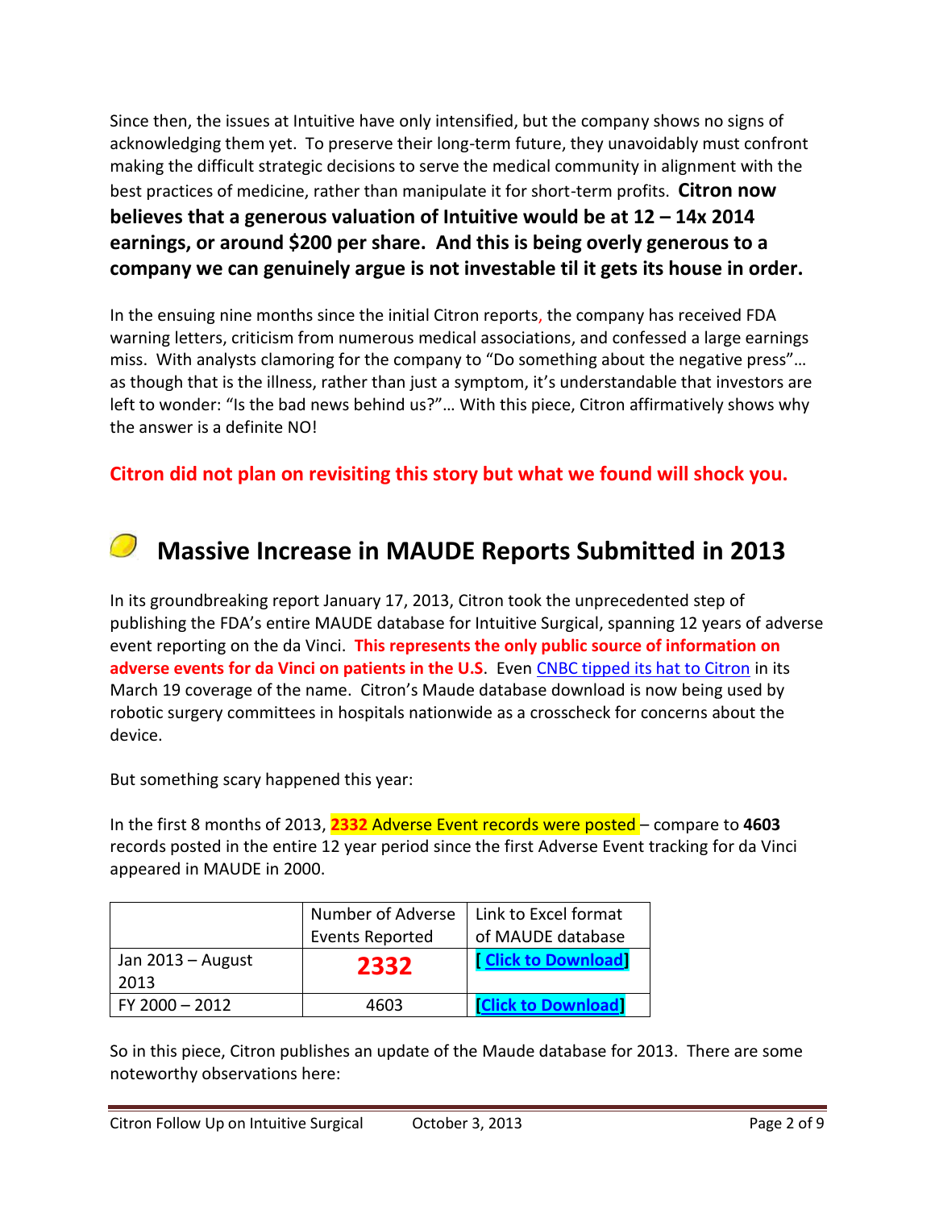Since then, the issues at Intuitive have only intensified, but the company shows no signs of acknowledging them yet. To preserve their long-term future, they unavoidably must confront making the difficult strategic decisions to serve the medical community in alignment with the best practices of medicine, rather than manipulate it for short-term profits. **Citron now believes that a generous valuation of Intuitive would be at 12 – 14x 2014 earnings, or around $200 per share. And this is being overly generous to a company we can genuinely argue is not investable til it gets its house in order.**

In the ensuing nine months since the initial Citron reports, the company has received FDA warning letters, criticism from numerous medical associations, and confessed a large earnings miss. With analysts clamoring for the company to "Do something about the negative press"… as though that is the illness, rather than just a symptom, it's understandable that investors are left to wonder: "Is the bad news behind us?"… With this piece, Citron affirmatively shows why the answer is a definite NO!

**Citron did not plan on revisiting this story but what we found will shock you.**

## Massive Increase in MAUDE Reports Submitted in 2013

In its groundbreaking report January 17, 2013, Citron took the unprecedented step of publishing the FDA's entire MAUDE database for Intuitive Surgical, spanning 12 years of adverse event reporting on the da Vinci. **This represents the only public source of information on adverse events for da Vinci on patients in the U.S**. Even CNBC tipped its hat to Citron in its March 19 coverage of the name. Citron's Maude database download is now being used by robotic surgery committees in hospitals nationwide as a crosscheck for concerns about the device.

But something scary happened this year:

In the first 8 months of 2013, **2332** Adverse Event records were posted – compare to **4603** records posted in the entire 12 year period since the first Adverse Event tracking for da Vinci appeared in MAUDE in 2000.

| | Number of Adverse Events Reported | Link to Excel format of MAUDE database |
|---|---|---|
| Jan 2013 – August 2013 | **2332** | [ Click to Download] |
| FY 2000 – 2012 | 4603 | [Click to Download] |

So in this piece, Citron publishes an update of the Maude database for 2013. There are some noteworthy observations here: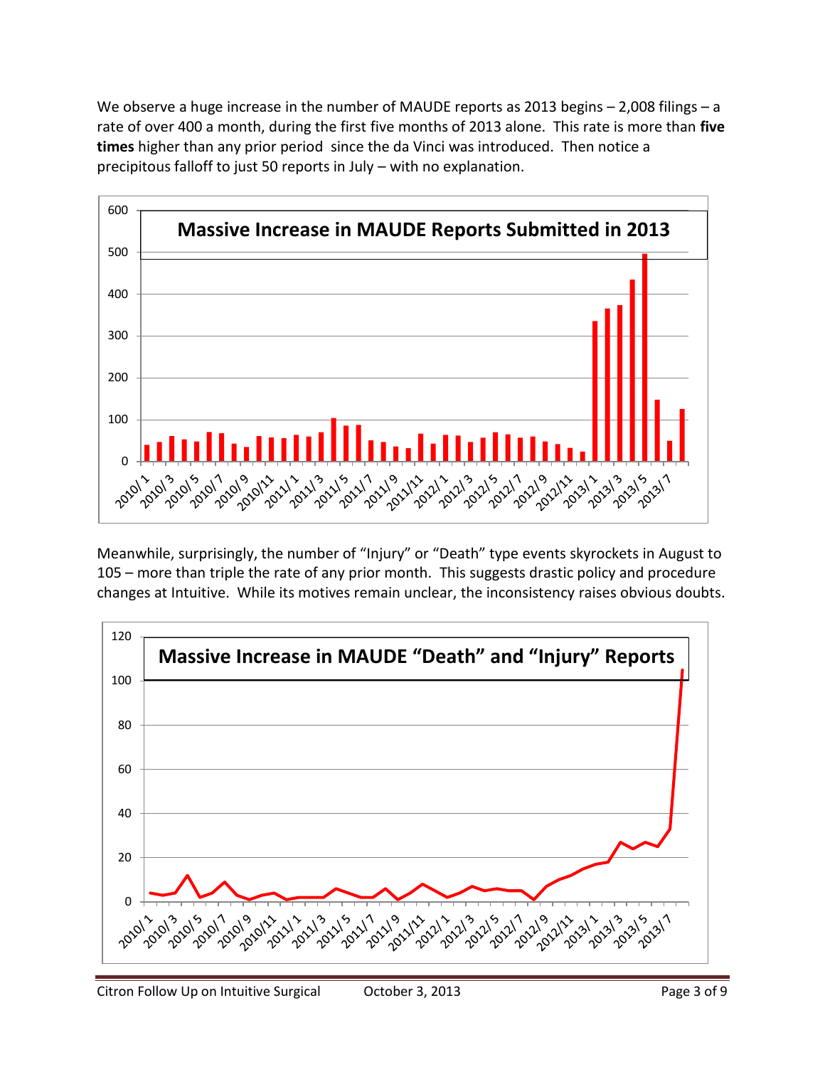We observe a huge increase in the number of MAUDE reports as 2013 begins – 2,008 filings – a rate of over 400 a month, during the first five months of 2013 alone. This rate is more than **five times** higher than any prior period since the da Vinci was introduced. Then notice a precipitous falloff to just 50 reports in July – with no explanation.

Meanwhile, surprisingly, the number of "Injury" or "Death" type events skyrockets in August to 105 – more than triple the rate of any prior month. This suggests drastic policy and procedure changes at Intuitive. While its motives remain unclear, the inconsistency raises obvious doubts.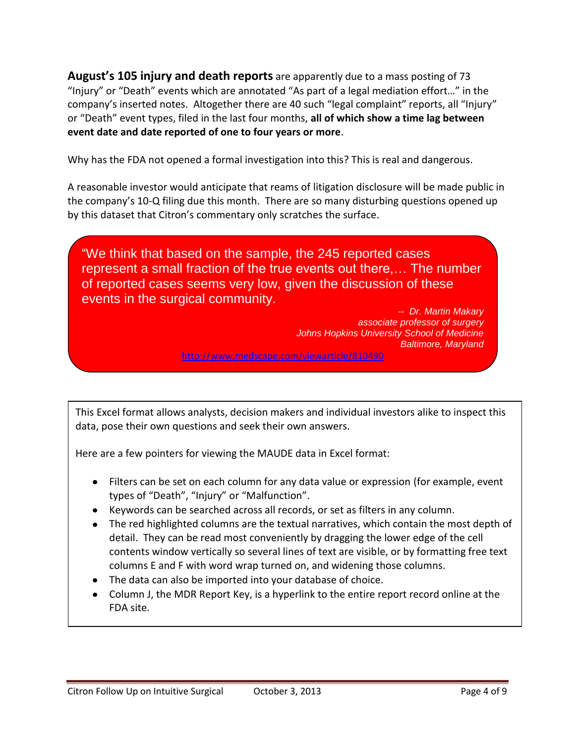**August's 105 injury and death reports** are apparently due to a mass posting of 73 "Injury" or "Death" events which are annotated "As part of a legal mediation effort…" in the company's inserted notes. Altogether there are 40 such "legal complaint" reports, all "Injury" or "Death" event types, filed in the last four months, **all of which show a time lag between event date and date reported of one to four years or more**.

Why has the FDA not opened a formal investigation into this? This is real and dangerous.

A reasonable investor would anticipate that reams of litigation disclosure will be made public in the company's 10-Q filing due this month. There are so many disturbing questions opened up by this dataset that Citron's commentary only scratches the surface.

> "We think that based on the sample, the 245 reported cases represent a small fraction of the true events out there,… The number of reported cases seems very low, given the discussion of these events in the surgical community.
>
> *-- Dr. Martin Makary*
> *associate professor of surgery*
> *Johns Hopkins University School of Medicine*
> *Baltimore, Maryland*
>
> http://www.medscape.com/viewarticle/810490

This Excel format allows analysts, decision makers and individual investors alike to inspect this data, pose their own questions and seek their own answers.

Here are a few pointers for viewing the MAUDE data in Excel format:

- Filters can be set on each column for any data value or expression (for example, event types of "Death", "Injury" or "Malfunction".
- Keywords can be searched across all records, or set as filters in any column.
- The red highlighted columns are the textual narratives, which contain the most depth of detail. They can be read most conveniently by dragging the lower edge of the cell contents window vertically so several lines of text are visible, or by formatting free text columns E and F with word wrap turned on, and widening those columns.
- The data can also be imported into your database of choice.
- Column J, the MDR Report Key, is a hyperlink to the entire report record online at the FDA site.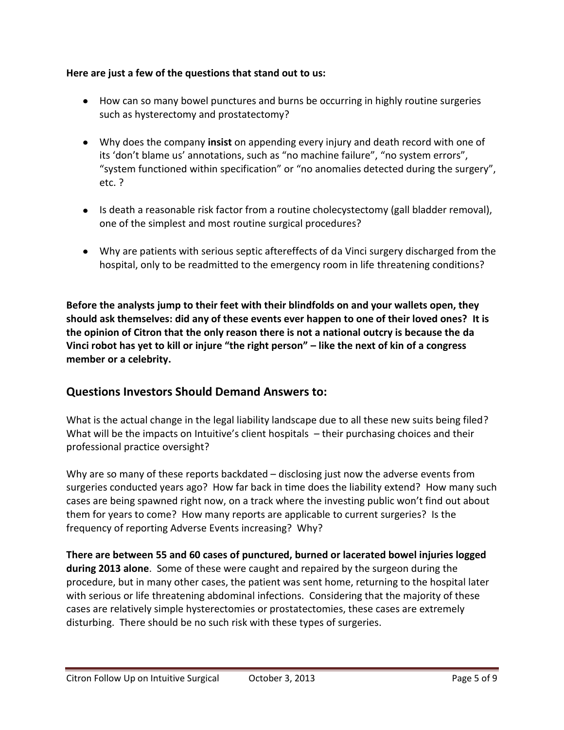**Here are just a few of the questions that stand out to us:**

- How can so many bowel punctures and burns be occurring in highly routine surgeries such as hysterectomy and prostatectomy?
- Why does the company **insist** on appending every injury and death record with one of its 'don't blame us' annotations, such as "no machine failure", "no system errors", "system functioned within specification" or "no anomalies detected during the surgery", etc. ?
- Is death a reasonable risk factor from a routine cholecystectomy (gall bladder removal), one of the simplest and most routine surgical procedures?
- Why are patients with serious septic aftereffects of da Vinci surgery discharged from the hospital, only to be readmitted to the emergency room in life threatening conditions?

**Before the analysts jump to their feet with their blindfolds on and your wallets open, they should ask themselves: did any of these events ever happen to one of their loved ones? It is the opinion of Citron that the only reason there is not a national outcry is because the da Vinci robot has yet to kill or injure "the right person" – like the next of kin of a congress member or a celebrity.**

## Questions Investors Should Demand Answers to:

What is the actual change in the legal liability landscape due to all these new suits being filed? What will be the impacts on Intuitive's client hospitals – their purchasing choices and their professional practice oversight?

Why are so many of these reports backdated – disclosing just now the adverse events from surgeries conducted years ago? How far back in time does the liability extend? How many such cases are being spawned right now, on a track where the investing public won't find out about them for years to come? How many reports are applicable to current surgeries? Is the frequency of reporting Adverse Events increasing? Why?

**There are between 55 and 60 cases of punctured, burned or lacerated bowel injuries logged during 2013 alone**. Some of these were caught and repaired by the surgeon during the procedure, but in many other cases, the patient was sent home, returning to the hospital later with serious or life threatening abdominal infections. Considering that the majority of these cases are relatively simple hysterectomies or prostatectomies, these cases are extremely disturbing. There should be no such risk with these types of surgeries.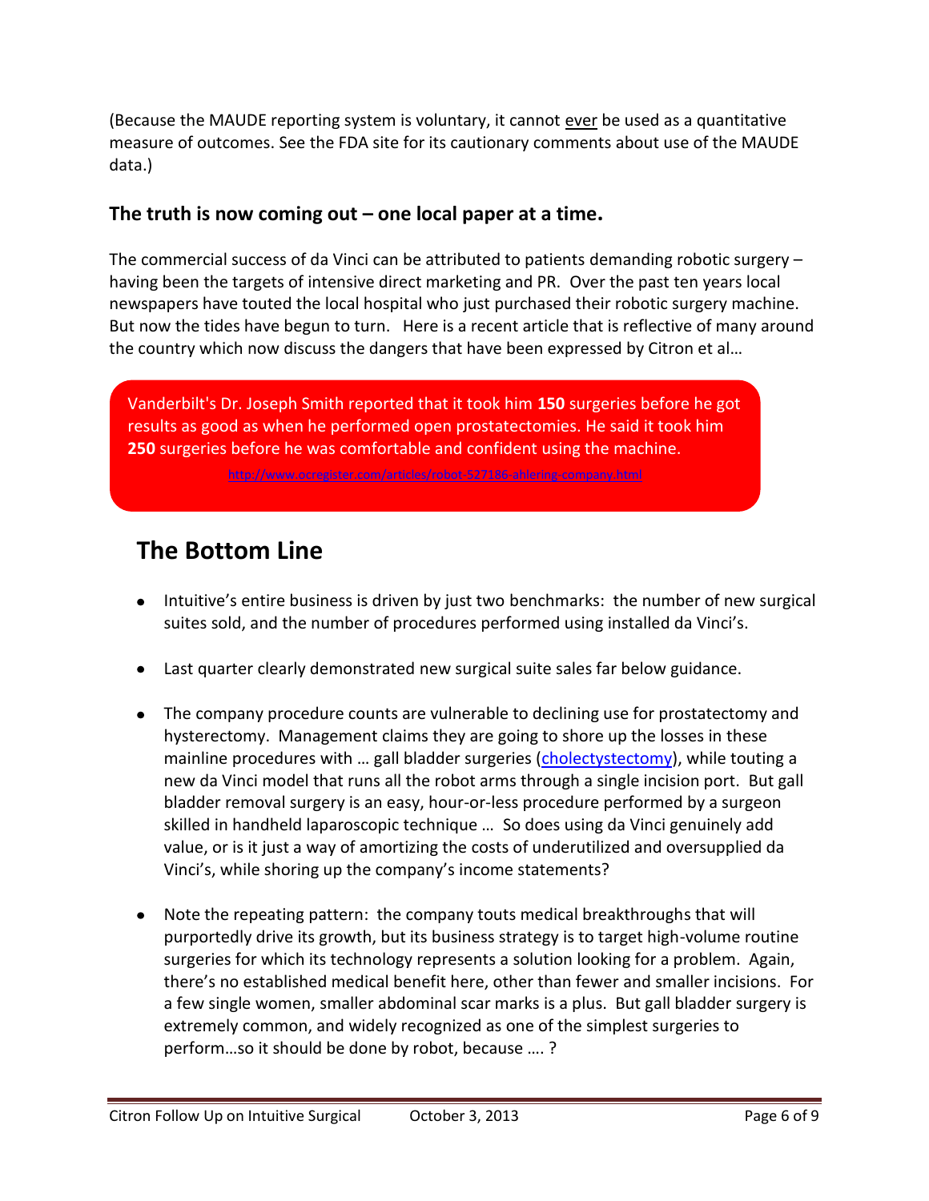(Because the MAUDE reporting system is voluntary, it cannot ever be used as a quantitative measure of outcomes. See the FDA site for its cautionary comments about use of the MAUDE data.)

### The truth is now coming out – one local paper at a time.

The commercial success of da Vinci can be attributed to patients demanding robotic surgery – having been the targets of intensive direct marketing and PR. Over the past ten years local newspapers have touted the local hospital who just purchased their robotic surgery machine. But now the tides have begun to turn. Here is a recent article that is reflective of many around the country which now discuss the dangers that have been expressed by Citron et al…

> Vanderbilt's Dr. Joseph Smith reported that it took him **150** surgeries before he got results as good as when he performed open prostatectomies. He said it took him **250** surgeries before he was comfortable and confident using the machine.
>
> http://www.ocregister.com/articles/robot-527186-ahlering-company.html

## The Bottom Line

- Intuitive's entire business is driven by just two benchmarks: the number of new surgical suites sold, and the number of procedures performed using installed da Vinci's.
- Last quarter clearly demonstrated new surgical suite sales far below guidance.
- The company procedure counts are vulnerable to declining use for prostatectomy and hysterectomy. Management claims they are going to shore up the losses in these mainline procedures with … gall bladder surgeries (cholectystectomy), while touting a new da Vinci model that runs all the robot arms through a single incision port. But gall bladder removal surgery is an easy, hour-or-less procedure performed by a surgeon skilled in handheld laparoscopic technique … So does using da Vinci genuinely add value, or is it just a way of amortizing the costs of underutilized and oversupplied da Vinci's, while shoring up the company's income statements?
- Note the repeating pattern: the company touts medical breakthroughs that will purportedly drive its growth, but its business strategy is to target high-volume routine surgeries for which its technology represents a solution looking for a problem. Again, there's no established medical benefit here, other than fewer and smaller incisions. For a few single women, smaller abdominal scar marks is a plus. But gall bladder surgery is extremely common, and widely recognized as one of the simplest surgeries to perform…so it should be done by robot, because …. ?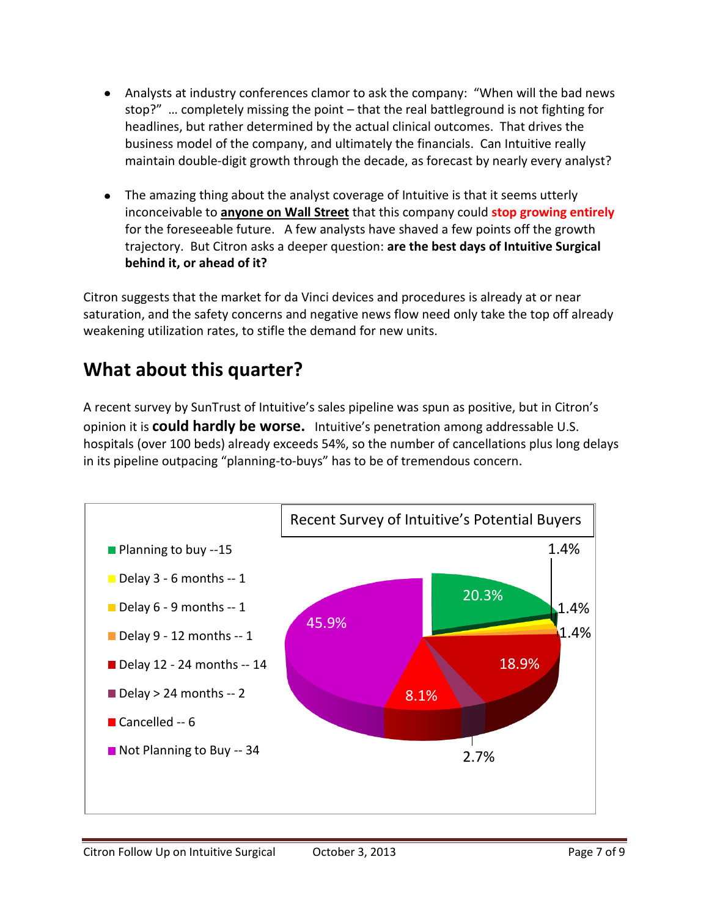- Analysts at industry conferences clamor to ask the company: "When will the bad news stop?" … completely missing the point – that the real battleground is not fighting for headlines, but rather determined by the actual clinical outcomes. That drives the business model of the company, and ultimately the financials. Can Intuitive really maintain double-digit growth through the decade, as forecast by nearly every analyst?

- The amazing thing about the analyst coverage of Intuitive is that it seems utterly inconceivable to **anyone on Wall Street** that this company could **stop growing entirely** for the foreseeable future. A few analysts have shaved a few points off the growth trajectory. But Citron asks a deeper question: **are the best days of Intuitive Surgical behind it, or ahead of it?**

Citron suggests that the market for da Vinci devices and procedures is already at or near saturation, and the safety concerns and negative news flow need only take the top off already weakening utilization rates, to stifle the demand for new units.

## What about this quarter?

A recent survey by SunTrust of Intuitive's sales pipeline was spun as positive, but in Citron's opinion it is **could hardly be worse.** Intuitive's penetration among addressable U.S. hospitals (over 100 beds) already exceeds 54%, so the number of cancellations plus long delays in its pipeline outpacing "planning-to-buys" has to be of tremendous concern.

**Recent Survey of Intuitive's Potential Buyers**

| Category | Count | Percent |
|---|---|---|
| Planning to buy | 15 | 20.3% |
| Delay 3 - 6 months | 1 | 1.4% |
| Delay 6 - 9 months | 1 | 1.4% |
| Delay 9 - 12 months | 1 | 1.4% |
| Delay 12 - 24 months | 14 | 18.9% |
| Delay > 24 months | 2 | 2.7% |
| Cancelled | 6 | 8.1% |
| Not Planning to Buy | 34 | 45.9% |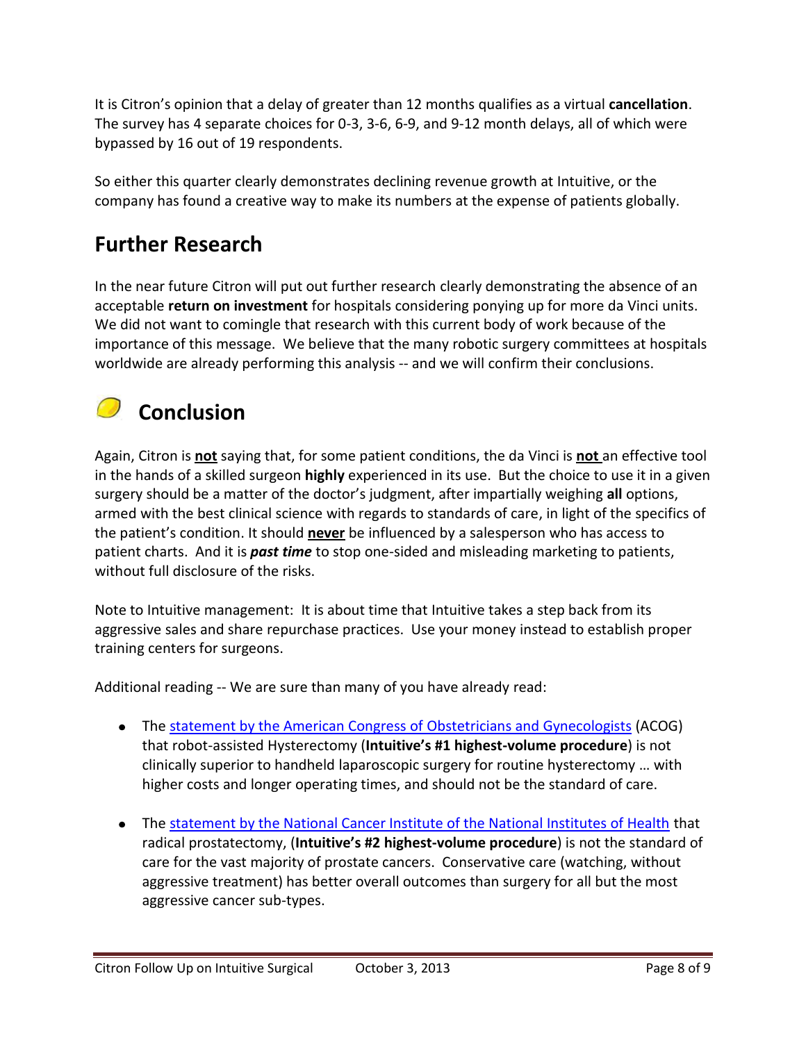It is Citron's opinion that a delay of greater than 12 months qualifies as a virtual **cancellation**. The survey has 4 separate choices for 0-3, 3-6, 6-9, and 9-12 month delays, all of which were bypassed by 16 out of 19 respondents.

So either this quarter clearly demonstrates declining revenue growth at Intuitive, or the company has found a creative way to make its numbers at the expense of patients globally.

## Further Research

In the near future Citron will put out further research clearly demonstrating the absence of an acceptable **return on investment** for hospitals considering ponying up for more da Vinci units. We did not want to comingle that research with this current body of work because of the importance of this message. We believe that the many robotic surgery committees at hospitals worldwide are already performing this analysis -- and we will confirm their conclusions.

## Conclusion

Again, Citron is **not** saying that, for some patient conditions, the da Vinci is **not** an effective tool in the hands of a skilled surgeon **highly** experienced in its use. But the choice to use it in a given surgery should be a matter of the doctor's judgment, after impartially weighing **all** options, armed with the best clinical science with regards to standards of care, in light of the specifics of the patient's condition. It should **never** be influenced by a salesperson who has access to patient charts. And it is ***past time*** to stop one-sided and misleading marketing to patients, without full disclosure of the risks.

Note to Intuitive management: It is about time that Intuitive takes a step back from its aggressive sales and share repurchase practices. Use your money instead to establish proper training centers for surgeons.

Additional reading -- We are sure than many of you have already read:

- The statement by the American Congress of Obstetricians and Gynecologists (ACOG) that robot-assisted Hysterectomy (**Intuitive's #1 highest-volume procedure**) is not clinically superior to handheld laparoscopic surgery for routine hysterectomy … with higher costs and longer operating times, and should not be the standard of care.

- The statement by the National Cancer Institute of the National Institutes of Health that radical prostatectomy, (**Intuitive's #2 highest-volume procedure**) is not the standard of care for the vast majority of prostate cancers. Conservative care (watching, without aggressive treatment) has better overall outcomes than surgery for all but the most aggressive cancer sub-types.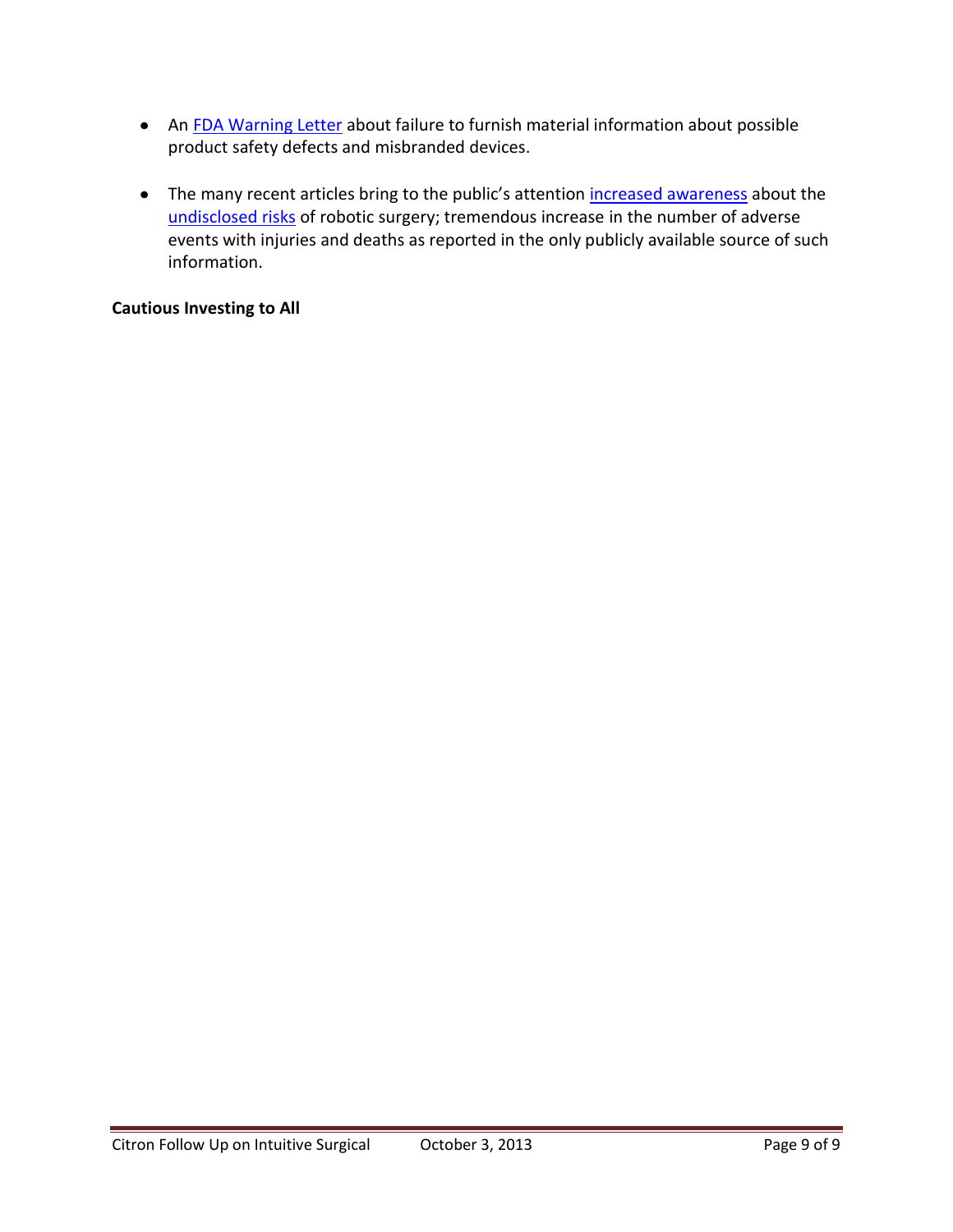- An FDA Warning Letter about failure to furnish material information about possible product safety defects and misbranded devices.

- The many recent articles bring to the public's attention increased awareness about the undisclosed risks of robotic surgery; tremendous increase in the number of adverse events with injuries and deaths as reported in the only publicly available source of such information.

**Cautious Investing to All**